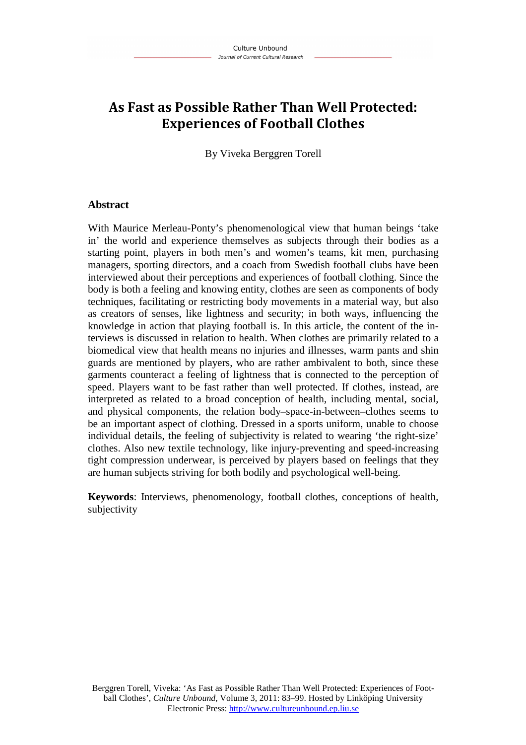# As Fast as Possible Rather Than Well Protected: Experiences of Football Clothes

By Viveka Berggren Torell

## Abstract

With Maurice Merleau-Ponty's phenomenological view that human beings 'take in' the world and experience themselves as subjects through their bodies as a starting point, players in both men's and women's teams, kit men, purchasing managers, sporting directors, and a coach from Swedish football clubs have been interviewed about their perceptions and experiences of football clothing. Since the body is both a feeling and knowing entity, clothes are seen as components of body techniques, facilitating or restricting body movements in a material way, but also as creators of senses, like lightness and security; in both ways, influencing the knowledge in action that playing football is. In this article, the content of the interviews is discussed in relation to health. When clothes are primarily related to a biomedical view that health means no injuries and illnesses, warm pants and shin guards are mentioned by players, who are rather ambivalent to both, since these garments counteract a feeling of lightness that is connected to the perception of speed. Players want to be fast rather than well protected. If clothes, instead, are interpreted as related to a broad conception of health, including mental, social, and physical components, the relation body–space-in-between–clothes seems to be an important aspect of clothing. Dressed in a sports uniform, unable to choose individual details, the feeling of subjectivity is related to wearing 'the right-size' clothes. Also new textile technology, like injury-preventing and speed-increasing tight compression underwear, is perceived by players based on feelings that they are human subjects striving for both bodily and psychological well-being.

**Keywords**: Interviews, phenomenology, football clothes, conceptions of health, subjectivity

Berggren Torell, Viveka: 'As Fast as Possible Rather Than Well Protected: Experiences of Football Clothes', *Culture Unbound*, Volume 3, 2011: 83–99. Hosted by Linköping University Electronic Press: http://www.cultureunbound.ep.liu.se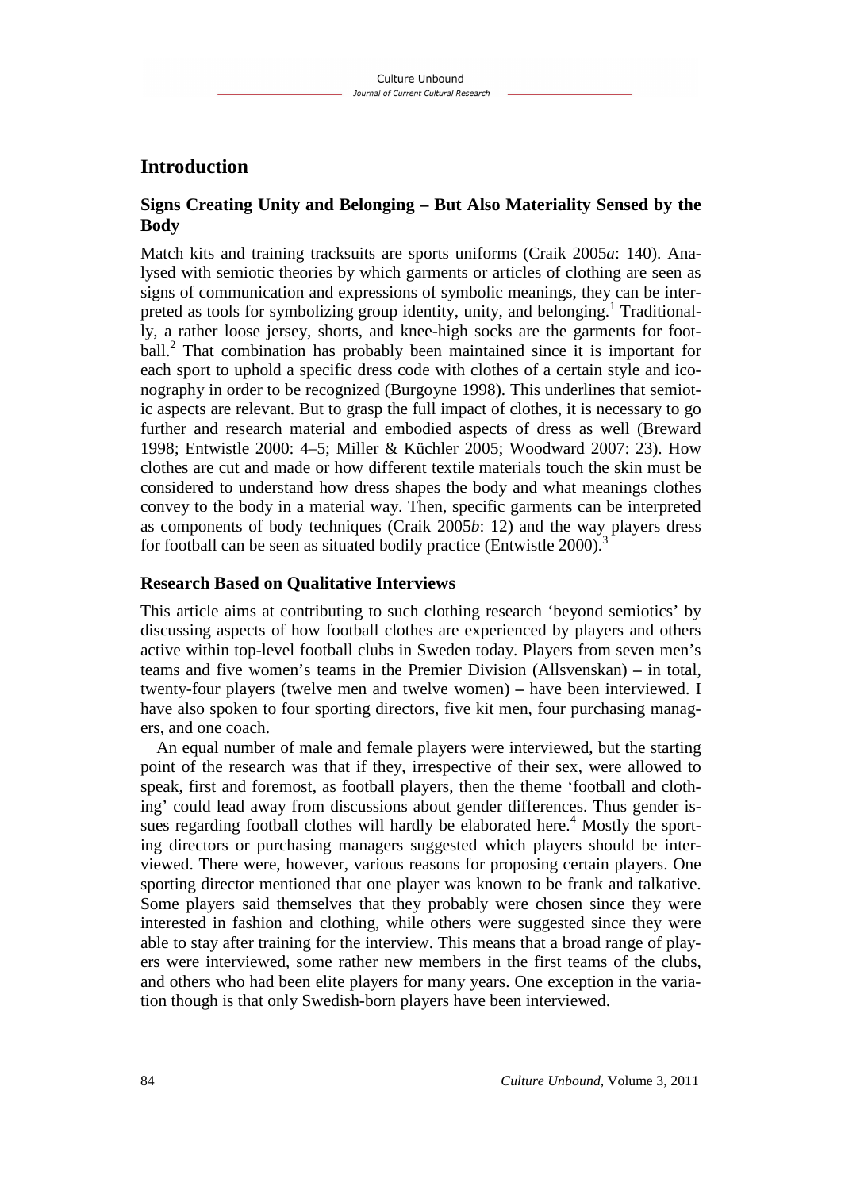## Introduction

### Signs Creating Unity and Belonging – But Also Materiality Sensed by the Body

Match kits and training tracksuits are sports uniforms (Craik 2005*a*: 140). Analysed with semiotic theories by which garments or articles of clothing are seen as signs of communication and expressions of symbolic meanings, they can be interpreted as tools for symbolizing group identity, unity, and belonging.[1] Traditionally, a rather loose jersey, shorts, and knee-high socks are the garments for football.[2] That combination has probably been maintained since it is important for each sport to uphold a specific dress code with clothes of a certain style and iconography in order to be recognized (Burgoyne 1998). This underlines that semiotic aspects are relevant. But to grasp the full impact of clothes, it is necessary to go further and research material and embodied aspects of dress as well (Breward 1998; Entwistle 2000: 4–5; Miller & Küchler 2005; Woodward 2007: 23). How clothes are cut and made or how different textile materials touch the skin must be considered to understand how dress shapes the body and what meanings clothes convey to the body in a material way. Then, specific garments can be interpreted as components of body techniques (Craik 2005*b*: 12) and the way players dress for football can be seen as situated bodily practice (Entwistle 2000).[3]

### Research Based on Qualitative Interviews

This article aims at contributing to such clothing research 'beyond semiotics' by discussing aspects of how football clothes are experienced by players and others active within top-level football clubs in Sweden today. Players from seven men's teams and five women's teams in the Premier Division (Allsvenskan) – in total, twenty-four players (twelve men and twelve women) – have been interviewed. I have also spoken to four sporting directors, five kit men, four purchasing managers, and one coach.

An equal number of male and female players were interviewed, but the starting point of the research was that if they, irrespective of their sex, were allowed to speak, first and foremost, as football players, then the theme 'football and clothing' could lead away from discussions about gender differences. Thus gender issues regarding football clothes will hardly be elaborated here.[4] Mostly the sporting directors or purchasing managers suggested which players should be interviewed. There were, however, various reasons for proposing certain players. One sporting director mentioned that one player was known to be frank and talkative. Some players said themselves that they probably were chosen since they were interested in fashion and clothing, while others were suggested since they were able to stay after training for the interview. This means that a broad range of players were interviewed, some rather new members in the first teams of the clubs, and others who had been elite players for many years. One exception in the variation though is that only Swedish-born players have been interviewed.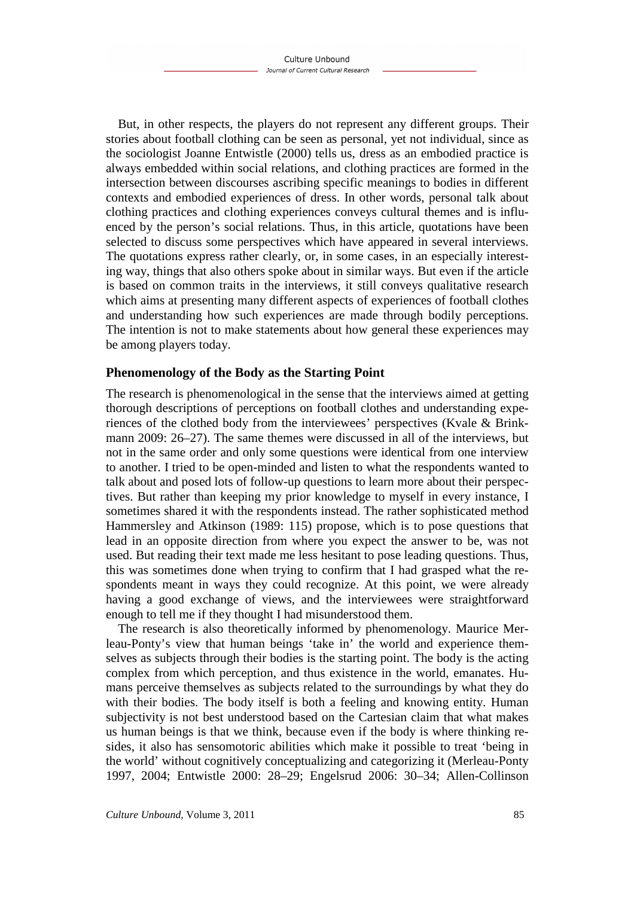But, in other respects, the players do not represent any different groups. Their stories about football clothing can be seen as personal, yet not individual, since as the sociologist Joanne Entwistle (2000) tells us, dress as an embodied practice is always embedded within social relations, and clothing practices are formed in the intersection between discourses ascribing specific meanings to bodies in different contexts and embodied experiences of dress. In other words, personal talk about clothing practices and clothing experiences conveys cultural themes and is influenced by the person's social relations. Thus, in this article, quotations have been selected to discuss some perspectives which have appeared in several interviews. The quotations express rather clearly, or, in some cases, in an especially interesting way, things that also others spoke about in similar ways. But even if the article is based on common traits in the interviews, it still conveys qualitative research which aims at presenting many different aspects of experiences of football clothes and understanding how such experiences are made through bodily perceptions. The intention is not to make statements about how general these experiences may be among players today.

## Phenomenology of the Body as the Starting Point

The research is phenomenological in the sense that the interviews aimed at getting thorough descriptions of perceptions on football clothes and understanding experiences of the clothed body from the interviewees' perspectives (Kvale & Brinkmann 2009: 26–27). The same themes were discussed in all of the interviews, but not in the same order and only some questions were identical from one interview to another. I tried to be open-minded and listen to what the respondents wanted to talk about and posed lots of follow-up questions to learn more about their perspectives. But rather than keeping my prior knowledge to myself in every instance, I sometimes shared it with the respondents instead. The rather sophisticated method Hammersley and Atkinson (1989: 115) propose, which is to pose questions that lead in an opposite direction from where you expect the answer to be, was not used. But reading their text made me less hesitant to pose leading questions. Thus, this was sometimes done when trying to confirm that I had grasped what the respondents meant in ways they could recognize. At this point, we were already having a good exchange of views, and the interviewees were straightforward enough to tell me if they thought I had misunderstood them.

The research is also theoretically informed by phenomenology. Maurice Merleau-Ponty's view that human beings 'take in' the world and experience themselves as subjects through their bodies is the starting point. The body is the acting complex from which perception, and thus existence in the world, emanates. Humans perceive themselves as subjects related to the surroundings by what they do with their bodies. The body itself is both a feeling and knowing entity. Human subjectivity is not best understood based on the Cartesian claim that what makes us human beings is that we think, because even if the body is where thinking resides, it also has sensomotoric abilities which make it possible to treat 'being in the world' without cognitively conceptualizing and categorizing it (Merleau-Ponty 1997, 2004; Entwistle 2000: 28–29; Engelsrud 2006: 30–34; Allen-Collinson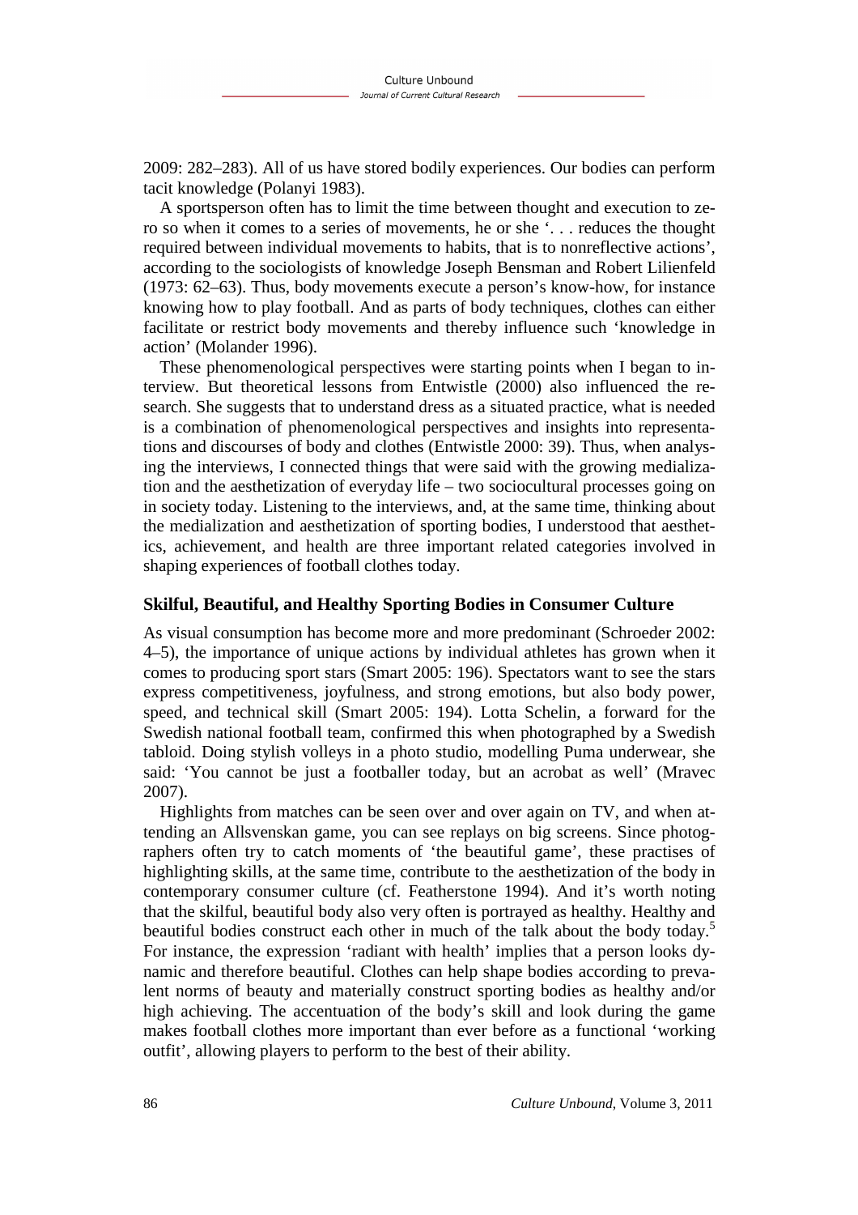2009: 282–283). All of us have stored bodily experiences. Our bodies can perform tacit knowledge (Polanyi 1983).

A sportsperson often has to limit the time between thought and execution to zero so when it comes to a series of movements, he or she '. . . reduces the thought required between individual movements to habits, that is to nonreflective actions', according to the sociologists of knowledge Joseph Bensman and Robert Lilienfeld (1973: 62–63). Thus, body movements execute a person's know-how, for instance knowing how to play football. And as parts of body techniques, clothes can either facilitate or restrict body movements and thereby influence such 'knowledge in action' (Molander 1996).

These phenomenological perspectives were starting points when I began to interview. But theoretical lessons from Entwistle (2000) also influenced the research. She suggests that to understand dress as a situated practice, what is needed is a combination of phenomenological perspectives and insights into representations and discourses of body and clothes (Entwistle 2000: 39). Thus, when analysing the interviews, I connected things that were said with the growing medialization and the aesthetization of everyday life – two sociocultural processes going on in society today. Listening to the interviews, and, at the same time, thinking about the medialization and aesthetization of sporting bodies, I understood that aesthetics, achievement, and health are three important related categories involved in shaping experiences of football clothes today.

## Skilful, Beautiful, and Healthy Sporting Bodies in Consumer Culture

As visual consumption has become more and more predominant (Schroeder 2002: 4–5), the importance of unique actions by individual athletes has grown when it comes to producing sport stars (Smart 2005: 196). Spectators want to see the stars express competitiveness, joyfulness, and strong emotions, but also body power, speed, and technical skill (Smart 2005: 194). Lotta Schelin, a forward for the Swedish national football team, confirmed this when photographed by a Swedish tabloid. Doing stylish volleys in a photo studio, modelling Puma underwear, she said: 'You cannot be just a footballer today, but an acrobat as well' (Mravec 2007).

Highlights from matches can be seen over and over again on TV, and when attending an Allsvenskan game, you can see replays on big screens. Since photographers often try to catch moments of 'the beautiful game', these practises of highlighting skills, at the same time, contribute to the aesthetization of the body in contemporary consumer culture (cf. Featherstone 1994). And it's worth noting that the skilful, beautiful body also very often is portrayed as healthy. Healthy and beautiful bodies construct each other in much of the talk about the body today.[5] For instance, the expression 'radiant with health' implies that a person looks dynamic and therefore beautiful. Clothes can help shape bodies according to prevalent norms of beauty and materially construct sporting bodies as healthy and/or high achieving. The accentuation of the body's skill and look during the game makes football clothes more important than ever before as a functional 'working outfit', allowing players to perform to the best of their ability.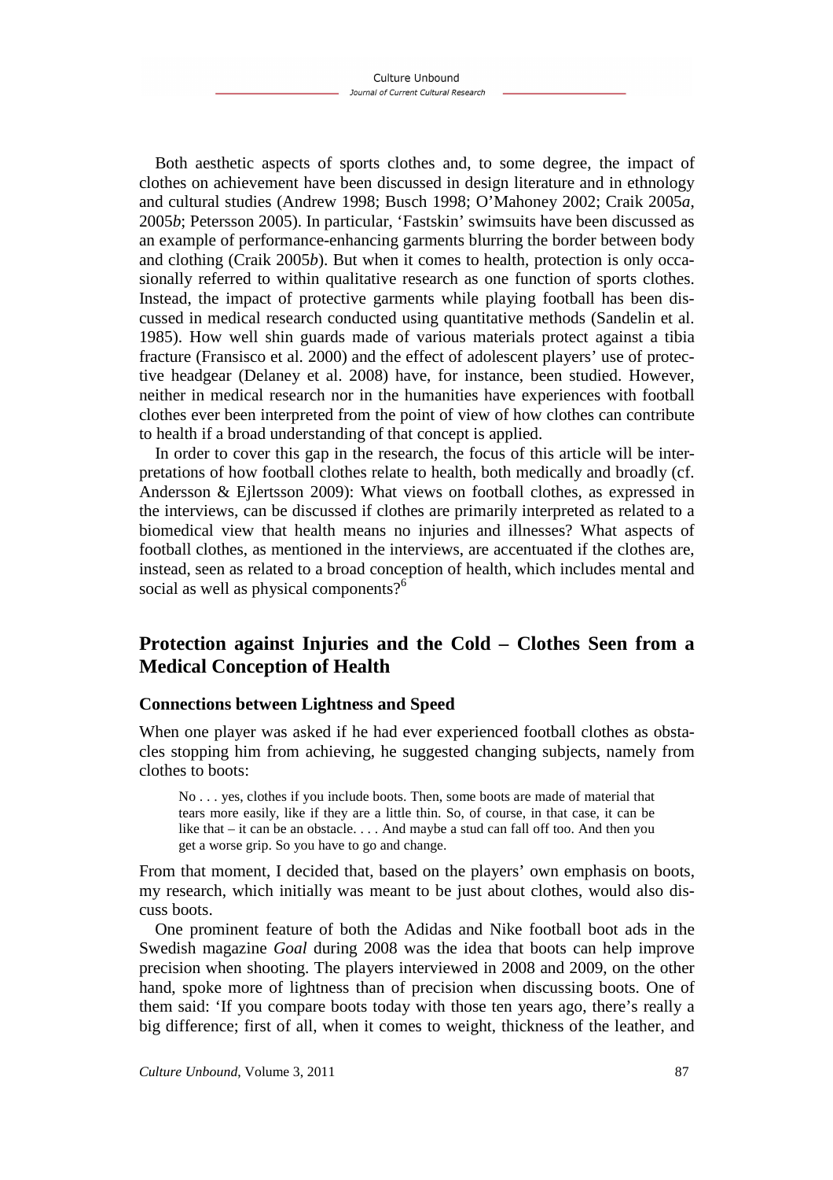Both aesthetic aspects of sports clothes and, to some degree, the impact of clothes on achievement have been discussed in design literature and in ethnology and cultural studies (Andrew 1998; Busch 1998; O'Mahoney 2002; Craik 2005*a*, 2005*b*; Petersson 2005). In particular, 'Fastskin' swimsuits have been discussed as an example of performance-enhancing garments blurring the border between body and clothing (Craik 2005*b*). But when it comes to health, protection is only occasionally referred to within qualitative research as one function of sports clothes. Instead, the impact of protective garments while playing football has been discussed in medical research conducted using quantitative methods (Sandelin et al. 1985). How well shin guards made of various materials protect against a tibia fracture (Fransisco et al. 2000) and the effect of adolescent players' use of protective headgear (Delaney et al. 2008) have, for instance, been studied. However, neither in medical research nor in the humanities have experiences with football clothes ever been interpreted from the point of view of how clothes can contribute to health if a broad understanding of that concept is applied.

In order to cover this gap in the research, the focus of this article will be interpretations of how football clothes relate to health, both medically and broadly (cf. Andersson & Ejlertsson 2009): What views on football clothes, as expressed in the interviews, can be discussed if clothes are primarily interpreted as related to a biomedical view that health means no injuries and illnesses? What aspects of football clothes, as mentioned in the interviews, are accentuated if the clothes are, instead, seen as related to a broad conception of health, which includes mental and social as well as physical components?[6]

## Protection against Injuries and the Cold – Clothes Seen from a Medical Conception of Health

### Connections between Lightness and Speed

When one player was asked if he had ever experienced football clothes as obstacles stopping him from achieving, he suggested changing subjects, namely from clothes to boots:

> No . . . yes, clothes if you include boots. Then, some boots are made of material that tears more easily, like if they are a little thin. So, of course, in that case, it can be like that – it can be an obstacle. . . . And maybe a stud can fall off too. And then you get a worse grip. So you have to go and change.

From that moment, I decided that, based on the players' own emphasis on boots, my research, which initially was meant to be just about clothes, would also discuss boots.

One prominent feature of both the Adidas and Nike football boot ads in the Swedish magazine *Goal* during 2008 was the idea that boots can help improve precision when shooting. The players interviewed in 2008 and 2009, on the other hand, spoke more of lightness than of precision when discussing boots. One of them said: 'If you compare boots today with those ten years ago, there's really a big difference; first of all, when it comes to weight, thickness of the leather, and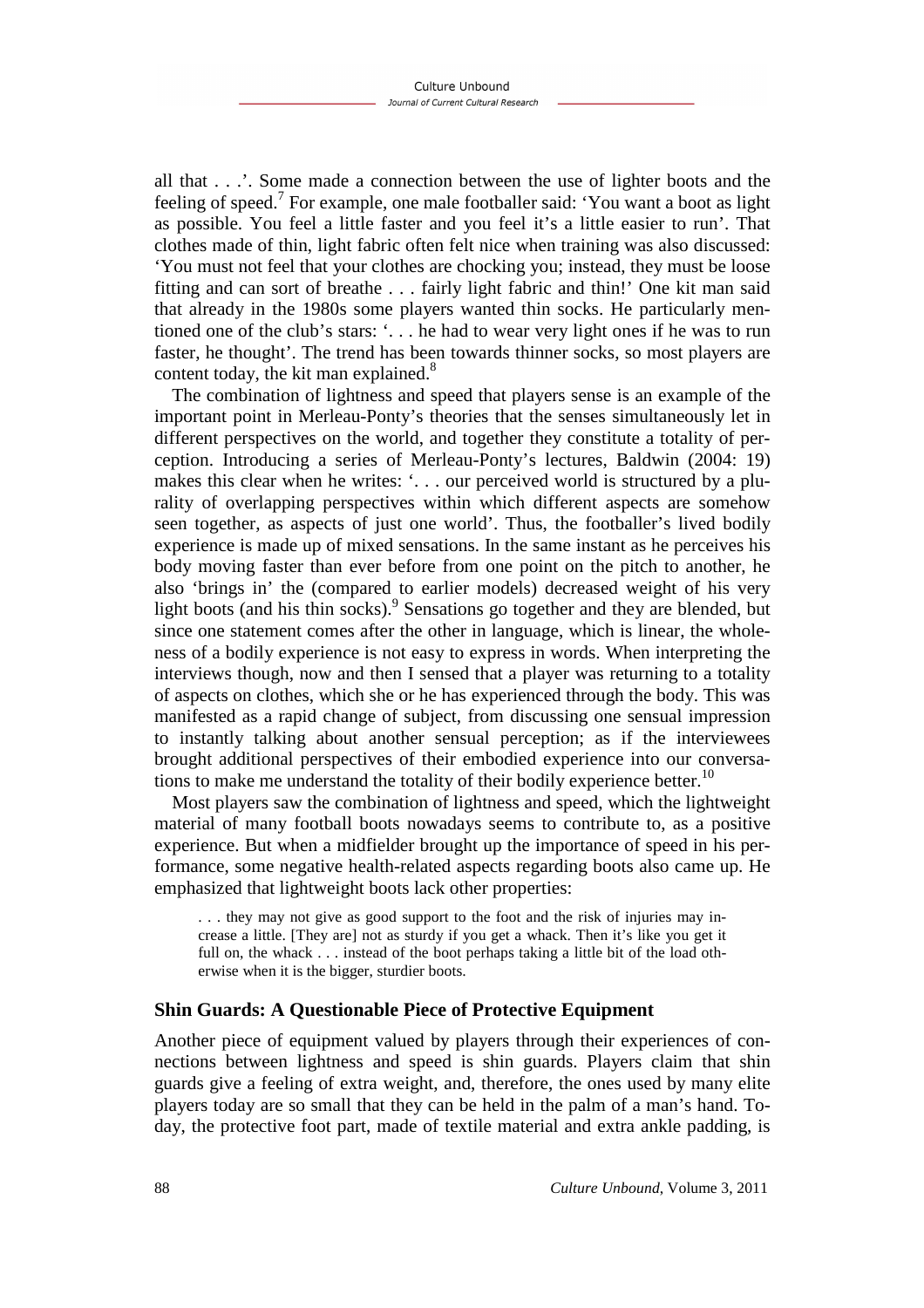all that . . .'. Some made a connection between the use of lighter boots and the feeling of speed.[7] For example, one male footballer said: 'You want a boot as light as possible. You feel a little faster and you feel it's a little easier to run'. That clothes made of thin, light fabric often felt nice when training was also discussed: 'You must not feel that your clothes are chocking you; instead, they must be loose fitting and can sort of breathe . . . fairly light fabric and thin!' One kit man said that already in the 1980s some players wanted thin socks. He particularly mentioned one of the club's stars: '. . . he had to wear very light ones if he was to run faster, he thought'. The trend has been towards thinner socks, so most players are content today, the kit man explained.[8]

The combination of lightness and speed that players sense is an example of the important point in Merleau-Ponty's theories that the senses simultaneously let in different perspectives on the world, and together they constitute a totality of perception. Introducing a series of Merleau-Ponty's lectures, Baldwin (2004: 19) makes this clear when he writes: '. . . our perceived world is structured by a plurality of overlapping perspectives within which different aspects are somehow seen together, as aspects of just one world'. Thus, the footballer's lived bodily experience is made up of mixed sensations. In the same instant as he perceives his body moving faster than ever before from one point on the pitch to another, he also 'brings in' the (compared to earlier models) decreased weight of his very light boots (and his thin socks).[9] Sensations go together and they are blended, but since one statement comes after the other in language, which is linear, the wholeness of a bodily experience is not easy to express in words. When interpreting the interviews though, now and then I sensed that a player was returning to a totality of aspects on clothes, which she or he has experienced through the body. This was manifested as a rapid change of subject, from discussing one sensual impression to instantly talking about another sensual perception; as if the interviewees brought additional perspectives of their embodied experience into our conversations to make me understand the totality of their bodily experience better.[10]

Most players saw the combination of lightness and speed, which the lightweight material of many football boots nowadays seems to contribute to, as a positive experience. But when a midfielder brought up the importance of speed in his performance, some negative health-related aspects regarding boots also came up. He emphasized that lightweight boots lack other properties:

> . . . they may not give as good support to the foot and the risk of injuries may increase a little. [They are] not as sturdy if you get a whack. Then it's like you get it full on, the whack . . . instead of the boot perhaps taking a little bit of the load otherwise when it is the bigger, sturdier boots.

## Shin Guards: A Questionable Piece of Protective Equipment

Another piece of equipment valued by players through their experiences of connections between lightness and speed is shin guards. Players claim that shin guards give a feeling of extra weight, and, therefore, the ones used by many elite players today are so small that they can be held in the palm of a man's hand. Today, the protective foot part, made of textile material and extra ankle padding, is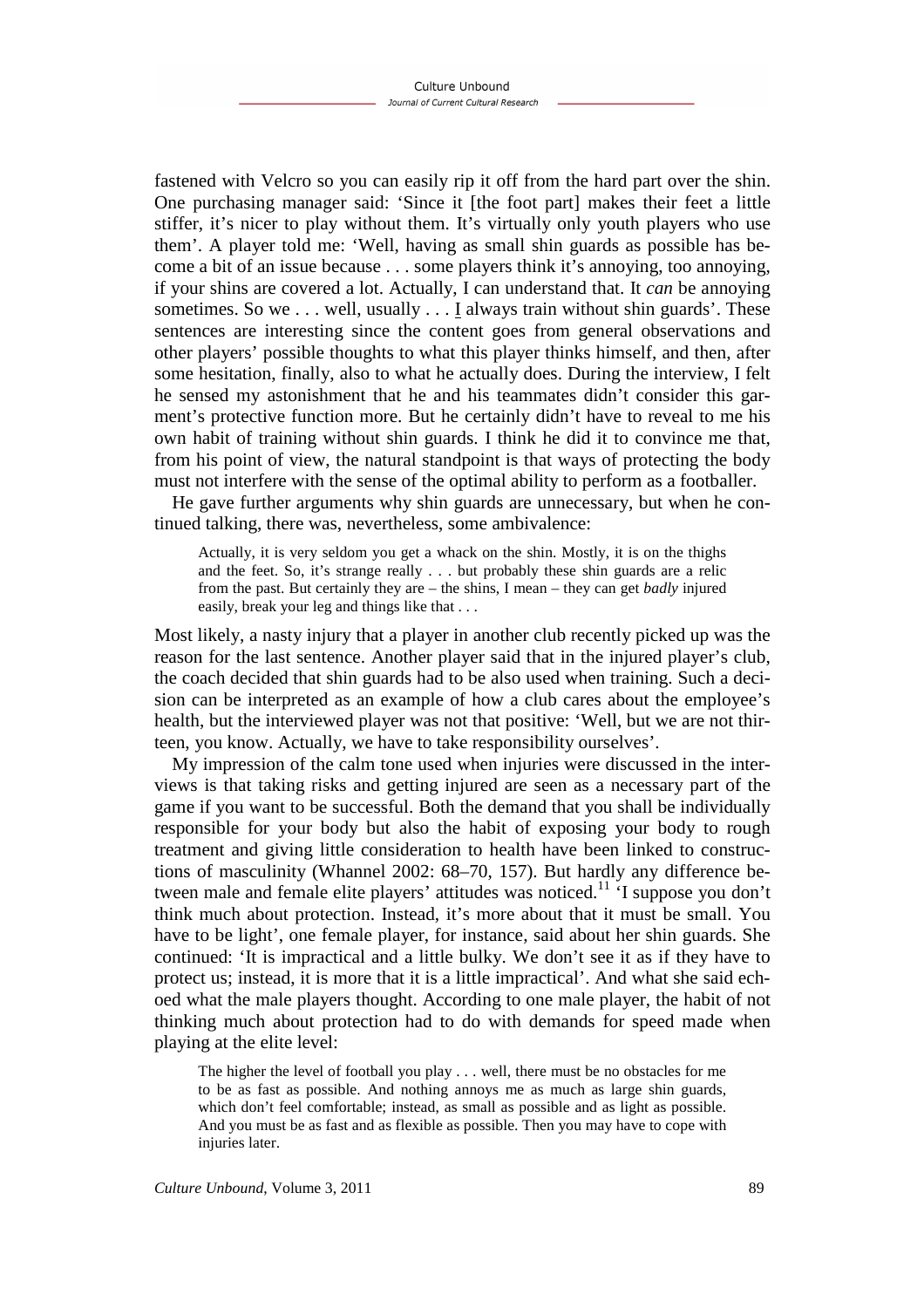fastened with Velcro so you can easily rip it off from the hard part over the shin. One purchasing manager said: 'Since it [the foot part] makes their feet a little stiffer, it's nicer to play without them. It's virtually only youth players who use them'. A player told me: 'Well, having as small shin guards as possible has become a bit of an issue because . . . some players think it's annoying, too annoying, if your shins are covered a lot. Actually, I can understand that. It *can* be annoying sometimes. So we . . . well, usually . . . I always train without shin guards'. These sentences are interesting since the content goes from general observations and other players' possible thoughts to what this player thinks himself, and then, after some hesitation, finally, also to what he actually does. During the interview, I felt he sensed my astonishment that he and his teammates didn't consider this garment's protective function more. But he certainly didn't have to reveal to me his own habit of training without shin guards. I think he did it to convince me that, from his point of view, the natural standpoint is that ways of protecting the body must not interfere with the sense of the optimal ability to perform as a footballer.

He gave further arguments why shin guards are unnecessary, but when he continued talking, there was, nevertheless, some ambivalence:

> Actually, it is very seldom you get a whack on the shin. Mostly, it is on the thighs and the feet. So, it's strange really . . . but probably these shin guards are a relic from the past. But certainly they are – the shins, I mean – they can get *badly* injured easily, break your leg and things like that . . .

Most likely, a nasty injury that a player in another club recently picked up was the reason for the last sentence. Another player said that in the injured player's club, the coach decided that shin guards had to be also used when training. Such a decision can be interpreted as an example of how a club cares about the employee's health, but the interviewed player was not that positive: 'Well, but we are not thirteen, you know. Actually, we have to take responsibility ourselves'.

My impression of the calm tone used when injuries were discussed in the interviews is that taking risks and getting injured are seen as a necessary part of the game if you want to be successful. Both the demand that you shall be individually responsible for your body but also the habit of exposing your body to rough treatment and giving little consideration to health have been linked to constructions of masculinity (Whannel 2002: 68–70, 157). But hardly any difference between male and female elite players' attitudes was noticed.[11] 'I suppose you don't think much about protection. Instead, it's more about that it must be small. You have to be light', one female player, for instance, said about her shin guards. She continued: 'It is impractical and a little bulky. We don't see it as if they have to protect us; instead, it is more that it is a little impractical'. And what she said echoed what the male players thought. According to one male player, the habit of not thinking much about protection had to do with demands for speed made when playing at the elite level:

> The higher the level of football you play . . . well, there must be no obstacles for me to be as fast as possible. And nothing annoys me as much as large shin guards, which don't feel comfortable; instead, as small as possible and as light as possible. And you must be as fast and as flexible as possible. Then you may have to cope with injuries later.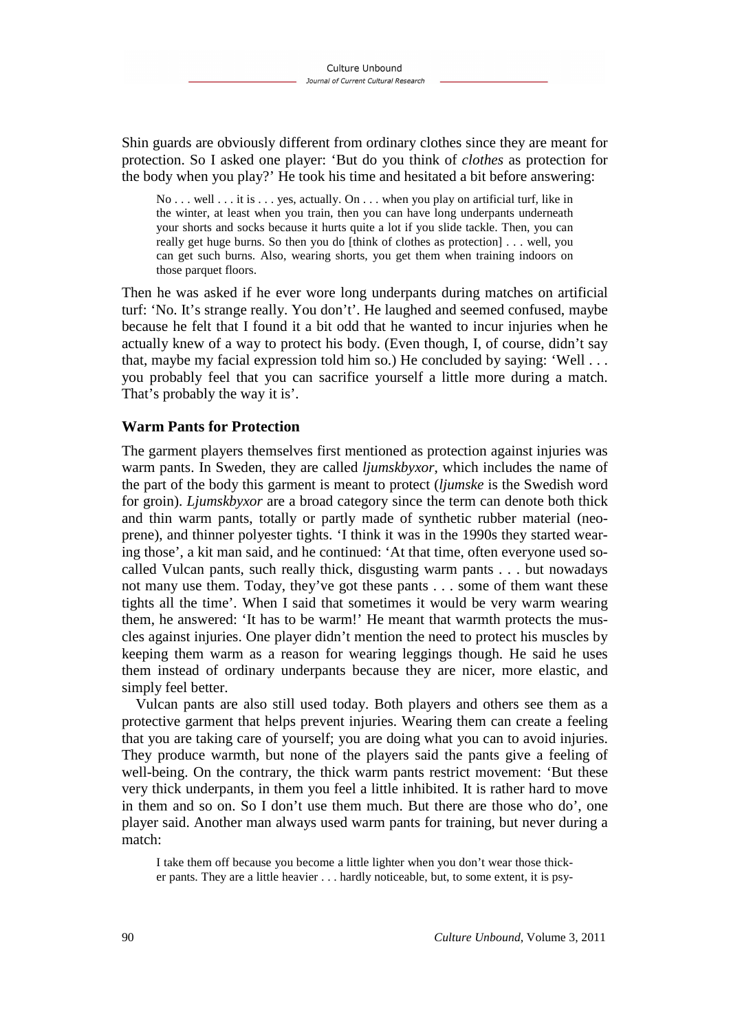Shin guards are obviously different from ordinary clothes since they are meant for protection. So I asked one player: 'But do you think of *clothes* as protection for the body when you play?' He took his time and hesitated a bit before answering:

> No . . . well . . . it is . . . yes, actually. On . . . when you play on artificial turf, like in the winter, at least when you train, then you can have long underpants underneath your shorts and socks because it hurts quite a lot if you slide tackle. Then, you can really get huge burns. So then you do [think of clothes as protection] . . . well, you can get such burns. Also, wearing shorts, you get them when training indoors on those parquet floors.

Then he was asked if he ever wore long underpants during matches on artificial turf: 'No. It's strange really. You don't'. He laughed and seemed confused, maybe because he felt that I found it a bit odd that he wanted to incur injuries when he actually knew of a way to protect his body. (Even though, I, of course, didn't say that, maybe my facial expression told him so.) He concluded by saying: 'Well . . . you probably feel that you can sacrifice yourself a little more during a match. That's probably the way it is'.

## Warm Pants for Protection

The garment players themselves first mentioned as protection against injuries was warm pants. In Sweden, they are called *ljumskbyxor*, which includes the name of the part of the body this garment is meant to protect (*ljumske* is the Swedish word for groin). *Ljumskbyxor* are a broad category since the term can denote both thick and thin warm pants, totally or partly made of synthetic rubber material (neoprene), and thinner polyester tights. 'I think it was in the 1990s they started wearing those', a kit man said, and he continued: 'At that time, often everyone used so-called Vulcan pants, such really thick, disgusting warm pants . . . but nowadays not many use them. Today, they've got these pants . . . some of them want these tights all the time'. When I said that sometimes it would be very warm wearing them, he answered: 'It has to be warm!' He meant that warmth protects the muscles against injuries. One player didn't mention the need to protect his muscles by keeping them warm as a reason for wearing leggings though. He said he uses them instead of ordinary underpants because they are nicer, more elastic, and simply feel better.

Vulcan pants are also still used today. Both players and others see them as a protective garment that helps prevent injuries. Wearing them can create a feeling that you are taking care of yourself; you are doing what you can to avoid injuries. They produce warmth, but none of the players said the pants give a feeling of well-being. On the contrary, the thick warm pants restrict movement: 'But these very thick underpants, in them you feel a little inhibited. It is rather hard to move in them and so on. So I don't use them much. But there are those who do', one player said. Another man always used warm pants for training, but never during a match:

> I take them off because you become a little lighter when you don't wear those thicker pants. They are a little heavier . . . hardly noticeable, but, to some extent, it is psy-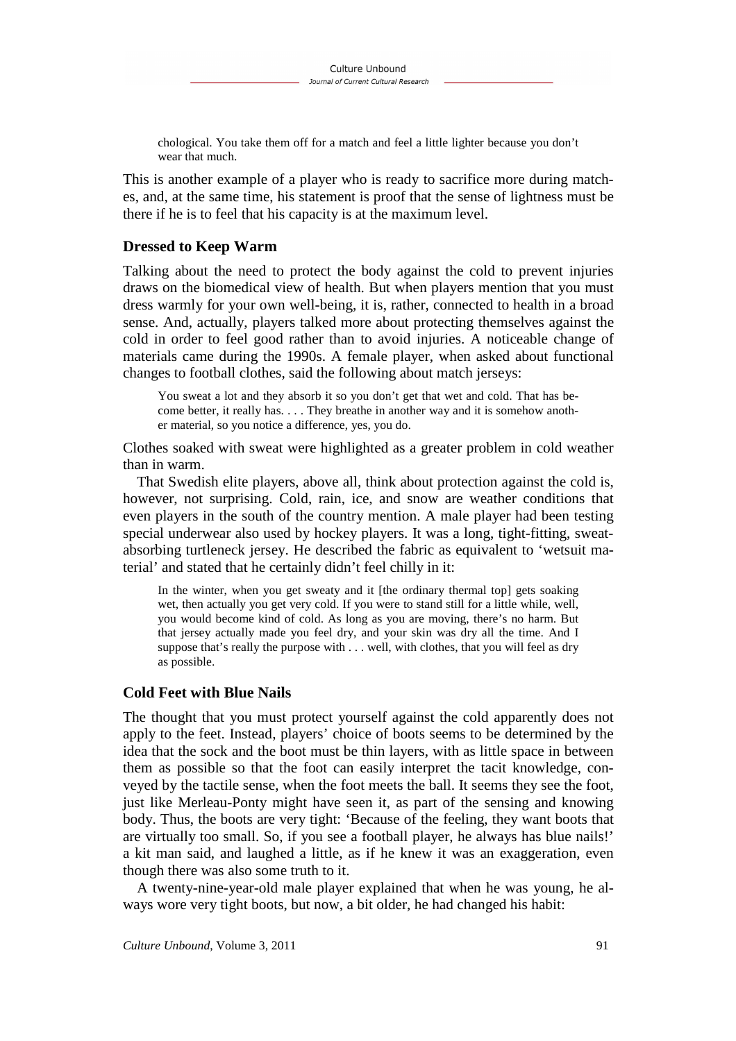> chological. You take them off for a match and feel a little lighter because you don't wear that much.

This is another example of a player who is ready to sacrifice more during matches, and, at the same time, his statement is proof that the sense of lightness must be there if he is to feel that his capacity is at the maximum level.

### Dressed to Keep Warm

Talking about the need to protect the body against the cold to prevent injuries draws on the biomedical view of health. But when players mention that you must dress warmly for your own well-being, it is, rather, connected to health in a broad sense. And, actually, players talked more about protecting themselves against the cold in order to feel good rather than to avoid injuries. A noticeable change of materials came during the 1990s. A female player, when asked about functional changes to football clothes, said the following about match jerseys:

> You sweat a lot and they absorb it so you don't get that wet and cold. That has become better, it really has. . . . They breathe in another way and it is somehow another material, so you notice a difference, yes, you do.

Clothes soaked with sweat were highlighted as a greater problem in cold weather than in warm.

That Swedish elite players, above all, think about protection against the cold is, however, not surprising. Cold, rain, ice, and snow are weather conditions that even players in the south of the country mention. A male player had been testing special underwear also used by hockey players. It was a long, tight-fitting, sweat-absorbing turtleneck jersey. He described the fabric as equivalent to 'wetsuit material' and stated that he certainly didn't feel chilly in it:

> In the winter, when you get sweaty and it [the ordinary thermal top] gets soaking wet, then actually you get very cold. If you were to stand still for a little while, well, you would become kind of cold. As long as you are moving, there's no harm. But that jersey actually made you feel dry, and your skin was dry all the time. And I suppose that's really the purpose with . . . well, with clothes, that you will feel as dry as possible.

### Cold Feet with Blue Nails

The thought that you must protect yourself against the cold apparently does not apply to the feet. Instead, players' choice of boots seems to be determined by the idea that the sock and the boot must be thin layers, with as little space in between them as possible so that the foot can easily interpret the tacit knowledge, conveyed by the tactile sense, when the foot meets the ball. It seems they see the foot, just like Merleau-Ponty might have seen it, as part of the sensing and knowing body. Thus, the boots are very tight: 'Because of the feeling, they want boots that are virtually too small. So, if you see a football player, he always has blue nails!' a kit man said, and laughed a little, as if he knew it was an exaggeration, even though there was also some truth to it.

A twenty-nine-year-old male player explained that when he was young, he always wore very tight boots, but now, a bit older, he had changed his habit: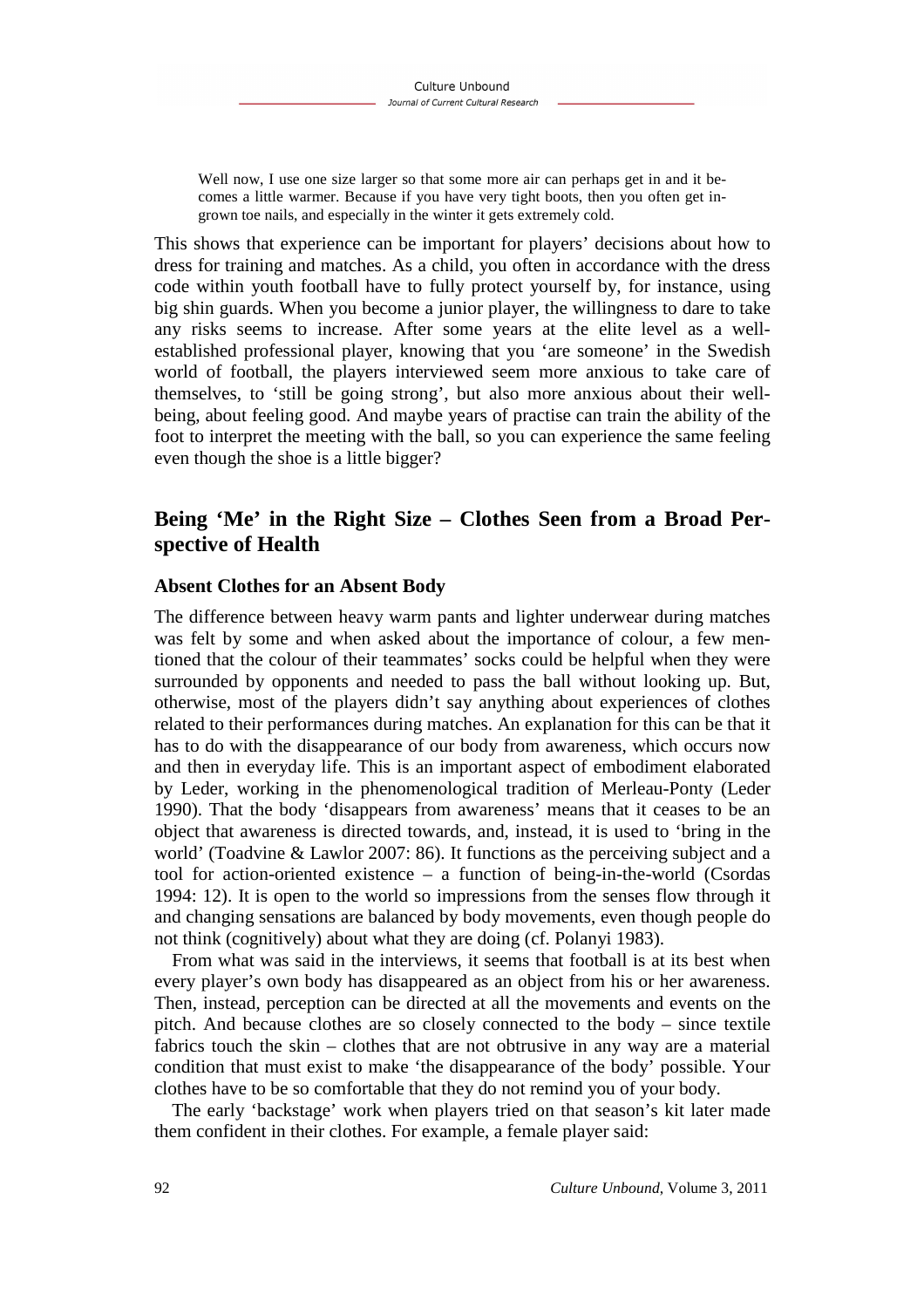> Well now, I use one size larger so that some more air can perhaps get in and it becomes a little warmer. Because if you have very tight boots, then you often get ingrown toe nails, and especially in the winter it gets extremely cold.

This shows that experience can be important for players' decisions about how to dress for training and matches. As a child, you often in accordance with the dress code within youth football have to fully protect yourself by, for instance, using big shin guards. When you become a junior player, the willingness to dare to take any risks seems to increase. After some years at the elite level as a well-established professional player, knowing that you 'are someone' in the Swedish world of football, the players interviewed seem more anxious to take care of themselves, to 'still be going strong', but also more anxious about their well-being, about feeling good. And maybe years of practise can train the ability of the foot to interpret the meeting with the ball, so you can experience the same feeling even though the shoe is a little bigger?

## Being 'Me' in the Right Size – Clothes Seen from a Broad Perspective of Health

### Absent Clothes for an Absent Body

The difference between heavy warm pants and lighter underwear during matches was felt by some and when asked about the importance of colour, a few mentioned that the colour of their teammates' socks could be helpful when they were surrounded by opponents and needed to pass the ball without looking up. But, otherwise, most of the players didn't say anything about experiences of clothes related to their performances during matches. An explanation for this can be that it has to do with the disappearance of our body from awareness, which occurs now and then in everyday life. This is an important aspect of embodiment elaborated by Leder, working in the phenomenological tradition of Merleau-Ponty (Leder 1990). That the body 'disappears from awareness' means that it ceases to be an object that awareness is directed towards, and, instead, it is used to 'bring in the world' (Toadvine & Lawlor 2007: 86). It functions as the perceiving subject and a tool for action-oriented existence – a function of being-in-the-world (Csordas 1994: 12). It is open to the world so impressions from the senses flow through it and changing sensations are balanced by body movements, even though people do not think (cognitively) about what they are doing (cf. Polanyi 1983).

From what was said in the interviews, it seems that football is at its best when every player's own body has disappeared as an object from his or her awareness. Then, instead, perception can be directed at all the movements and events on the pitch. And because clothes are so closely connected to the body – since textile fabrics touch the skin – clothes that are not obtrusive in any way are a material condition that must exist to make 'the disappearance of the body' possible. Your clothes have to be so comfortable that they do not remind you of your body.

The early 'backstage' work when players tried on that season's kit later made them confident in their clothes. For example, a female player said: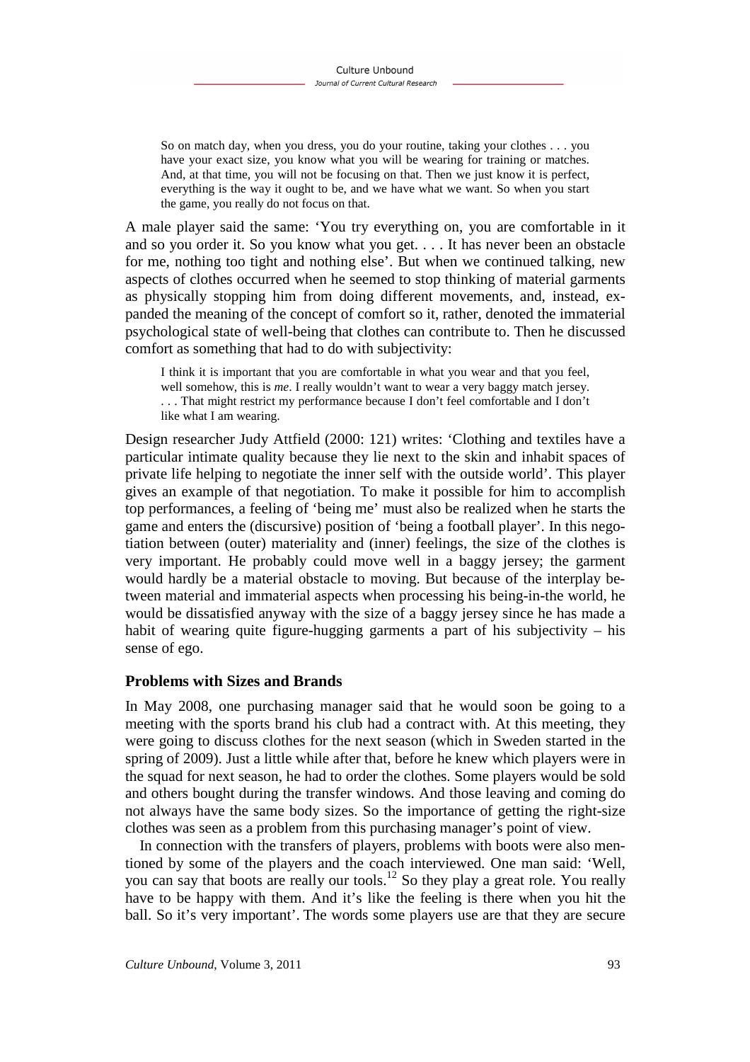> So on match day, when you dress, you do your routine, taking your clothes . . . you have your exact size, you know what you will be wearing for training or matches. And, at that time, you will not be focusing on that. Then we just know it is perfect, everything is the way it ought to be, and we have what we want. So when you start the game, you really do not focus on that.

A male player said the same: 'You try everything on, you are comfortable in it and so you order it. So you know what you get. . . . It has never been an obstacle for me, nothing too tight and nothing else'. But when we continued talking, new aspects of clothes occurred when he seemed to stop thinking of material garments as physically stopping him from doing different movements, and, instead, expanded the meaning of the concept of comfort so it, rather, denoted the immaterial psychological state of well-being that clothes can contribute to. Then he discussed comfort as something that had to do with subjectivity:

> I think it is important that you are comfortable in what you wear and that you feel, well somehow, this is *me*. I really wouldn't want to wear a very baggy match jersey. . . . That might restrict my performance because I don't feel comfortable and I don't like what I am wearing.

Design researcher Judy Attfield (2000: 121) writes: 'Clothing and textiles have a particular intimate quality because they lie next to the skin and inhabit spaces of private life helping to negotiate the inner self with the outside world'. This player gives an example of that negotiation. To make it possible for him to accomplish top performances, a feeling of 'being me' must also be realized when he starts the game and enters the (discursive) position of 'being a football player'. In this negotiation between (outer) materiality and (inner) feelings, the size of the clothes is very important. He probably could move well in a baggy jersey; the garment would hardly be a material obstacle to moving. But because of the interplay between material and immaterial aspects when processing his being-in-the world, he would be dissatisfied anyway with the size of a baggy jersey since he has made a habit of wearing quite figure-hugging garments a part of his subjectivity – his sense of ego.

### Problems with Sizes and Brands

In May 2008, one purchasing manager said that he would soon be going to a meeting with the sports brand his club had a contract with. At this meeting, they were going to discuss clothes for the next season (which in Sweden started in the spring of 2009). Just a little while after that, before he knew which players were in the squad for next season, he had to order the clothes. Some players would be sold and others bought during the transfer windows. And those leaving and coming do not always have the same body sizes. So the importance of getting the right-size clothes was seen as a problem from this purchasing manager's point of view.

In connection with the transfers of players, problems with boots were also mentioned by some of the players and the coach interviewed. One man said: 'Well, you can say that boots are really our tools.[12] So they play a great role. You really have to be happy with them. And it's like the feeling is there when you hit the ball. So it's very important'. The words some players use are that they are secure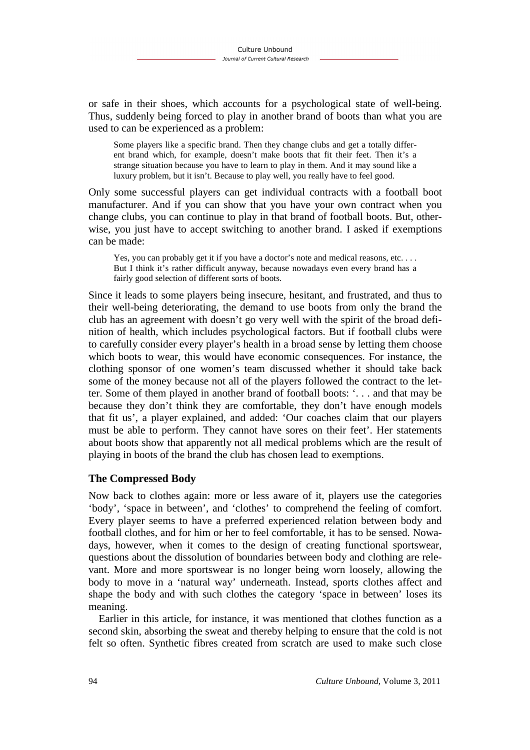or safe in their shoes, which accounts for a psychological state of well-being. Thus, suddenly being forced to play in another brand of boots than what you are used to can be experienced as a problem:

> Some players like a specific brand. Then they change clubs and get a totally different brand which, for example, doesn't make boots that fit their feet. Then it's a strange situation because you have to learn to play in them. And it may sound like a luxury problem, but it isn't. Because to play well, you really have to feel good.

Only some successful players can get individual contracts with a football boot manufacturer. And if you can show that you have your own contract when you change clubs, you can continue to play in that brand of football boots. But, otherwise, you just have to accept switching to another brand. I asked if exemptions can be made:

> Yes, you can probably get it if you have a doctor's note and medical reasons, etc. . . . But I think it's rather difficult anyway, because nowadays even every brand has a fairly good selection of different sorts of boots.

Since it leads to some players being insecure, hesitant, and frustrated, and thus to their well-being deteriorating, the demand to use boots from only the brand the club has an agreement with doesn't go very well with the spirit of the broad definition of health, which includes psychological factors. But if football clubs were to carefully consider every player's health in a broad sense by letting them choose which boots to wear, this would have economic consequences. For instance, the clothing sponsor of one women's team discussed whether it should take back some of the money because not all of the players followed the contract to the letter. Some of them played in another brand of football boots: '. . . and that may be because they don't think they are comfortable, they don't have enough models that fit us', a player explained, and added: 'Our coaches claim that our players must be able to perform. They cannot have sores on their feet'. Her statements about boots show that apparently not all medical problems which are the result of playing in boots of the brand the club has chosen lead to exemptions.

## The Compressed Body

Now back to clothes again: more or less aware of it, players use the categories 'body', 'space in between', and 'clothes' to comprehend the feeling of comfort. Every player seems to have a preferred experienced relation between body and football clothes, and for him or her to feel comfortable, it has to be sensed. Nowadays, however, when it comes to the design of creating functional sportswear, questions about the dissolution of boundaries between body and clothing are relevant. More and more sportswear is no longer being worn loosely, allowing the body to move in a 'natural way' underneath. Instead, sports clothes affect and shape the body and with such clothes the category 'space in between' loses its meaning.

Earlier in this article, for instance, it was mentioned that clothes function as a second skin, absorbing the sweat and thereby helping to ensure that the cold is not felt so often. Synthetic fibres created from scratch are used to make such close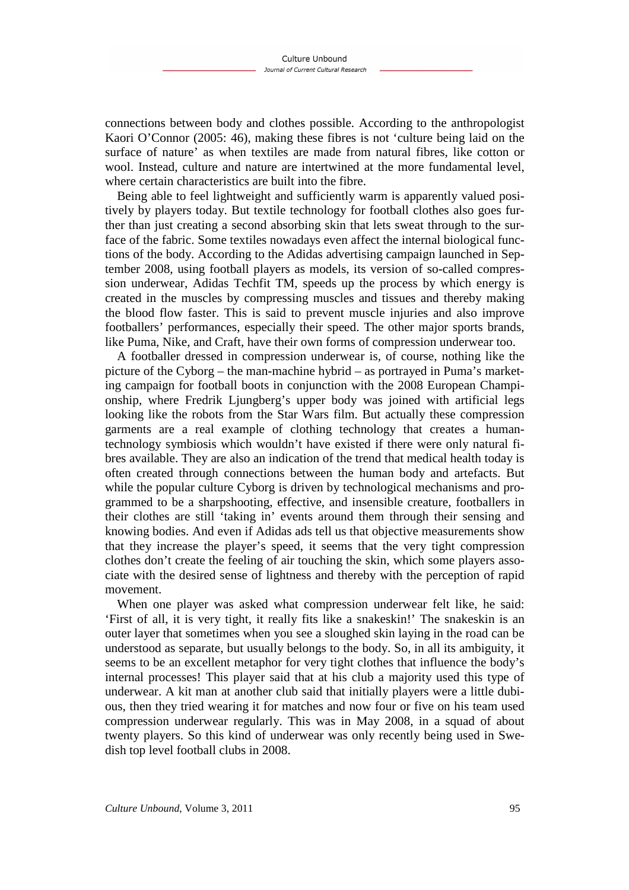connections between body and clothes possible. According to the anthropologist Kaori O'Connor (2005: 46), making these fibres is not 'culture being laid on the surface of nature' as when textiles are made from natural fibres, like cotton or wool. Instead, culture and nature are intertwined at the more fundamental level, where certain characteristics are built into the fibre.

Being able to feel lightweight and sufficiently warm is apparently valued positively by players today. But textile technology for football clothes also goes further than just creating a second absorbing skin that lets sweat through to the surface of the fabric. Some textiles nowadays even affect the internal biological functions of the body. According to the Adidas advertising campaign launched in September 2008, using football players as models, its version of so-called compression underwear, Adidas Techfit TM, speeds up the process by which energy is created in the muscles by compressing muscles and tissues and thereby making the blood flow faster. This is said to prevent muscle injuries and also improve footballers' performances, especially their speed. The other major sports brands, like Puma, Nike, and Craft, have their own forms of compression underwear too.

A footballer dressed in compression underwear is, of course, nothing like the picture of the Cyborg – the man-machine hybrid – as portrayed in Puma's marketing campaign for football boots in conjunction with the 2008 European Championship, where Fredrik Ljungberg's upper body was joined with artificial legs looking like the robots from the Star Wars film. But actually these compression garments are a real example of clothing technology that creates a human-technology symbiosis which wouldn't have existed if there were only natural fibres available. They are also an indication of the trend that medical health today is often created through connections between the human body and artefacts. But while the popular culture Cyborg is driven by technological mechanisms and programmed to be a sharpshooting, effective, and insensible creature, footballers in their clothes are still 'taking in' events around them through their sensing and knowing bodies. And even if Adidas ads tell us that objective measurements show that they increase the player's speed, it seems that the very tight compression clothes don't create the feeling of air touching the skin, which some players associate with the desired sense of lightness and thereby with the perception of rapid movement.

When one player was asked what compression underwear felt like, he said: 'First of all, it is very tight, it really fits like a snakeskin!' The snakeskin is an outer layer that sometimes when you see a sloughed skin laying in the road can be understood as separate, but usually belongs to the body. So, in all its ambiguity, it seems to be an excellent metaphor for very tight clothes that influence the body's internal processes! This player said that at his club a majority used this type of underwear. A kit man at another club said that initially players were a little dubious, then they tried wearing it for matches and now four or five on his team used compression underwear regularly. This was in May 2008, in a squad of about twenty players. So this kind of underwear was only recently being used in Swedish top level football clubs in 2008.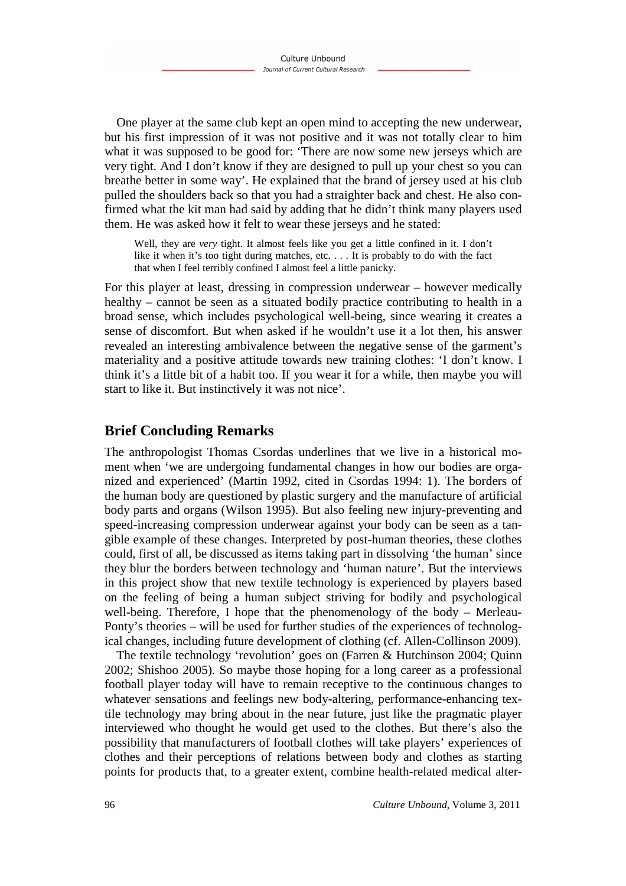One player at the same club kept an open mind to accepting the new underwear, but his first impression of it was not positive and it was not totally clear to him what it was supposed to be good for: 'There are now some new jerseys which are very tight. And I don't know if they are designed to pull up your chest so you can breathe better in some way'. He explained that the brand of jersey used at his club pulled the shoulders back so that you had a straighter back and chest. He also confirmed what the kit man had said by adding that he didn't think many players used them. He was asked how it felt to wear these jerseys and he stated:

> Well, they are *very* tight. It almost feels like you get a little confined in it. I don't like it when it's too tight during matches, etc. . . . It is probably to do with the fact that when I feel terribly confined I almost feel a little panicky.

For this player at least, dressing in compression underwear – however medically healthy – cannot be seen as a situated bodily practice contributing to health in a broad sense, which includes psychological well-being, since wearing it creates a sense of discomfort. But when asked if he wouldn't use it a lot then, his answer revealed an interesting ambivalence between the negative sense of the garment's materiality and a positive attitude towards new training clothes: 'I don't know. I think it's a little bit of a habit too. If you wear it for a while, then maybe you will start to like it. But instinctively it was not nice'.

## Brief Concluding Remarks

The anthropologist Thomas Csordas underlines that we live in a historical moment when 'we are undergoing fundamental changes in how our bodies are organized and experienced' (Martin 1992, cited in Csordas 1994: 1). The borders of the human body are questioned by plastic surgery and the manufacture of artificial body parts and organs (Wilson 1995). But also feeling new injury-preventing and speed-increasing compression underwear against your body can be seen as a tangible example of these changes. Interpreted by post-human theories, these clothes could, first of all, be discussed as items taking part in dissolving 'the human' since they blur the borders between technology and 'human nature'. But the interviews in this project show that new textile technology is experienced by players based on the feeling of being a human subject striving for bodily and psychological well-being. Therefore, I hope that the phenomenology of the body – Merleau-Ponty's theories – will be used for further studies of the experiences of technological changes, including future development of clothing (cf. Allen-Collinson 2009).

The textile technology 'revolution' goes on (Farren & Hutchinson 2004; Quinn 2002; Shishoo 2005). So maybe those hoping for a long career as a professional football player today will have to remain receptive to the continuous changes to whatever sensations and feelings new body-altering, performance-enhancing textile technology may bring about in the near future, just like the pragmatic player interviewed who thought he would get used to the clothes. But there's also the possibility that manufacturers of football clothes will take players' experiences of clothes and their perceptions of relations between body and clothes as starting points for products that, to a greater extent, combine health-related medical alter-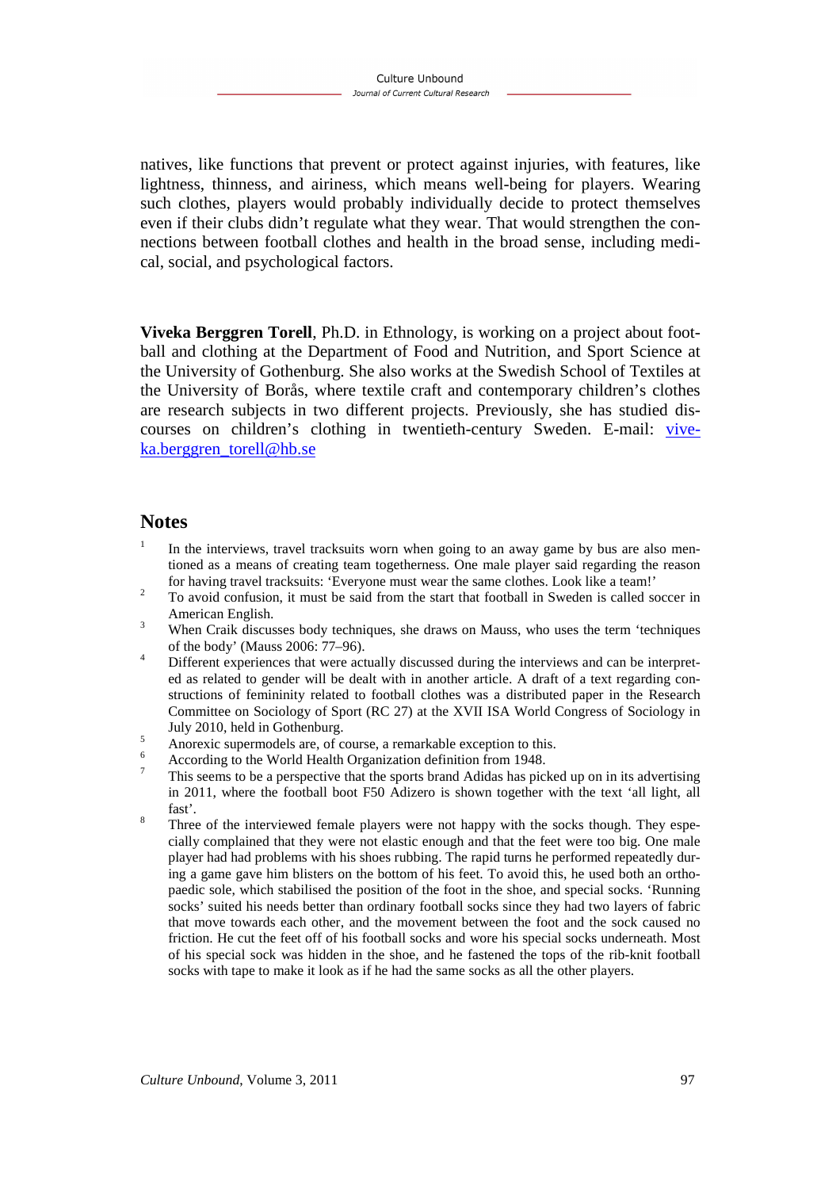natives, like functions that prevent or protect against injuries, with features, like lightness, thinness, and airiness, which means well-being for players. Wearing such clothes, players would probably individually decide to protect themselves even if their clubs didn't regulate what they wear. That would strengthen the connections between football clothes and health in the broad sense, including medical, social, and psychological factors.

**Viveka Berggren Torell**, Ph.D. in Ethnology, is working on a project about football and clothing at the Department of Food and Nutrition, and Sport Science at the University of Gothenburg. She also works at the Swedish School of Textiles at the University of Borås, where textile craft and contemporary children's clothes are research subjects in two different projects. Previously, she has studied discourses on children's clothing in twentieth-century Sweden. E-mail: [viveka.berggren_torell@hb.se](mailto:viveka.berggren_torell@hb.se)

## Notes

1. In the interviews, travel tracksuits worn when going to an away game by bus are also mentioned as a means of creating team togetherness. One male player said regarding the reason for having travel tracksuits: 'Everyone must wear the same clothes. Look like a team!'
2. To avoid confusion, it must be said from the start that football in Sweden is called soccer in American English.
3. When Craik discusses body techniques, she draws on Mauss, who uses the term 'techniques of the body' (Mauss 2006: 77–96).
4. Different experiences that were actually discussed during the interviews and can be interpreted as related to gender will be dealt with in another article. A draft of a text regarding constructions of femininity related to football clothes was a distributed paper in the Research Committee on Sociology of Sport (RC 27) at the XVII ISA World Congress of Sociology in July 2010, held in Gothenburg.
5. Anorexic supermodels are, of course, a remarkable exception to this.
6. According to the World Health Organization definition from 1948.
7. This seems to be a perspective that the sports brand Adidas has picked up on in its advertising in 2011, where the football boot F50 Adizero is shown together with the text 'all light, all fast'.
8. Three of the interviewed female players were not happy with the socks though. They especially complained that they were not elastic enough and that the feet were too big. One male player had had problems with his shoes rubbing. The rapid turns he performed repeatedly during a game gave him blisters on the bottom of his feet. To avoid this, he used both an orthopaedic sole, which stabilised the position of the foot in the shoe, and special socks. 'Running socks' suited his needs better than ordinary football socks since they had two layers of fabric that move towards each other, and the movement between the foot and the sock caused no friction. He cut the feet off of his football socks and wore his special socks underneath. Most of his special sock was hidden in the shoe, and he fastened the tops of the rib-knit football socks with tape to make it look as if he had the same socks as all the other players.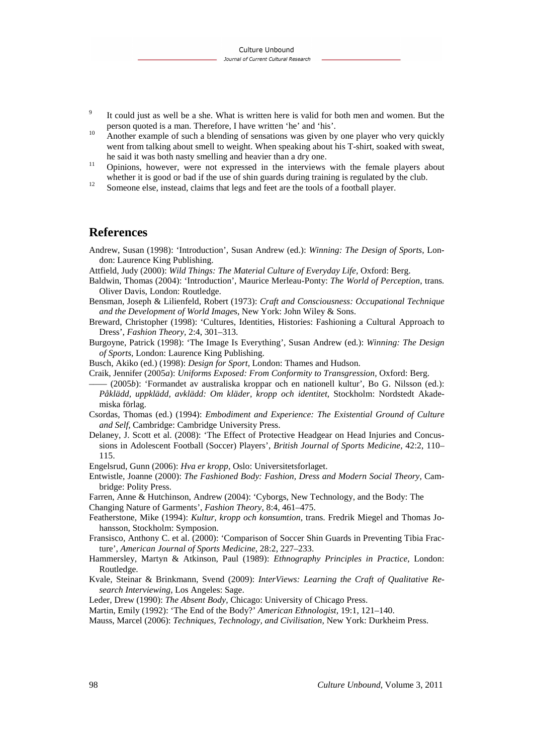[9] It could just as well be a she. What is written here is valid for both men and women. But the person quoted is a man. Therefore, I have written 'he' and 'his'.

[10] Another example of such a blending of sensations was given by one player who very quickly went from talking about smell to weight. When speaking about his T-shirt, soaked with sweat, he said it was both nasty smelling and heavier than a dry one.

[11] Opinions, however, were not expressed in the interviews with the female players about whether it is good or bad if the use of shin guards during training is regulated by the club.

[12] Someone else, instead, claims that legs and feet are the tools of a football player.

## References

Andrew, Susan (1998): 'Introduction', Susan Andrew (ed.): *Winning: The Design of Sports*, London: Laurence King Publishing.

Attfield, Judy (2000): *Wild Things: The Material Culture of Everyday Life*, Oxford: Berg.

Baldwin, Thomas (2004): 'Introduction', Maurice Merleau-Ponty: *The World of Perception*, trans. Oliver Davis, London: Routledge.

Bensman, Joseph & Lilienfeld, Robert (1973): *Craft and Consciousness: Occupational Technique and the Development of World Images*, New York: John Wiley & Sons.

Breward, Christopher (1998): 'Cultures, Identities, Histories: Fashioning a Cultural Approach to Dress', *Fashion Theory*, 2:4, 301–313.

Burgoyne, Patrick (1998): 'The Image Is Everything', Susan Andrew (ed.): *Winning: The Design of Sports*, London: Laurence King Publishing.

Busch, Akiko (ed.) (1998): *Design for Sport*, London: Thames and Hudson.

Craik, Jennifer (2005*a*): *Uniforms Exposed: From Conformity to Transgression*, Oxford: Berg.

—— (2005*b*): 'Formandet av australiska kroppar och en nationell kultur', Bo G. Nilsson (ed.): *Påklädd, uppklädd, avklädd: Om kläder, kropp och identitet*, Stockholm: Nordstedt Akademiska förlag.

Csordas, Thomas (ed.) (1994): *Embodiment and Experience: The Existential Ground of Culture and Self*, Cambridge: Cambridge University Press.

Delaney, J. Scott et al. (2008): 'The Effect of Protective Headgear on Head Injuries and Concussions in Adolescent Football (Soccer) Players', *British Journal of Sports Medicine*, 42:2, 110–115.

Engelsrud, Gunn (2006): *Hva er kropp*, Oslo: Universitetsforlaget.

Entwistle, Joanne (2000): *The Fashioned Body: Fashion, Dress and Modern Social Theory*, Cambridge: Polity Press.

Farren, Anne & Hutchinson, Andrew (2004): 'Cyborgs, New Technology, and the Body: The Changing Nature of Garments', *Fashion Theory*, 8:4, 461–475.

Featherstone, Mike (1994): *Kultur, kropp och konsumtion*, trans. Fredrik Miegel and Thomas Johansson, Stockholm: Symposion.

Fransisco, Anthony C. et al. (2000): 'Comparison of Soccer Shin Guards in Preventing Tibia Fracture', *American Journal of Sports Medicine*, 28:2, 227–233.

Hammersley, Martyn & Atkinson, Paul (1989): *Ethnography Principles in Practice*, London: Routledge.

Kvale, Steinar & Brinkmann, Svend (2009): *InterViews: Learning the Craft of Qualitative Research Interviewing*, Los Angeles: Sage.

Leder, Drew (1990): *The Absent Body*, Chicago: University of Chicago Press.

Martin, Emily (1992): 'The End of the Body?' *American Ethnologist*, 19:1, 121–140.

Mauss, Marcel (2006): *Techniques, Technology, and Civilisation*, New York: Durkheim Press.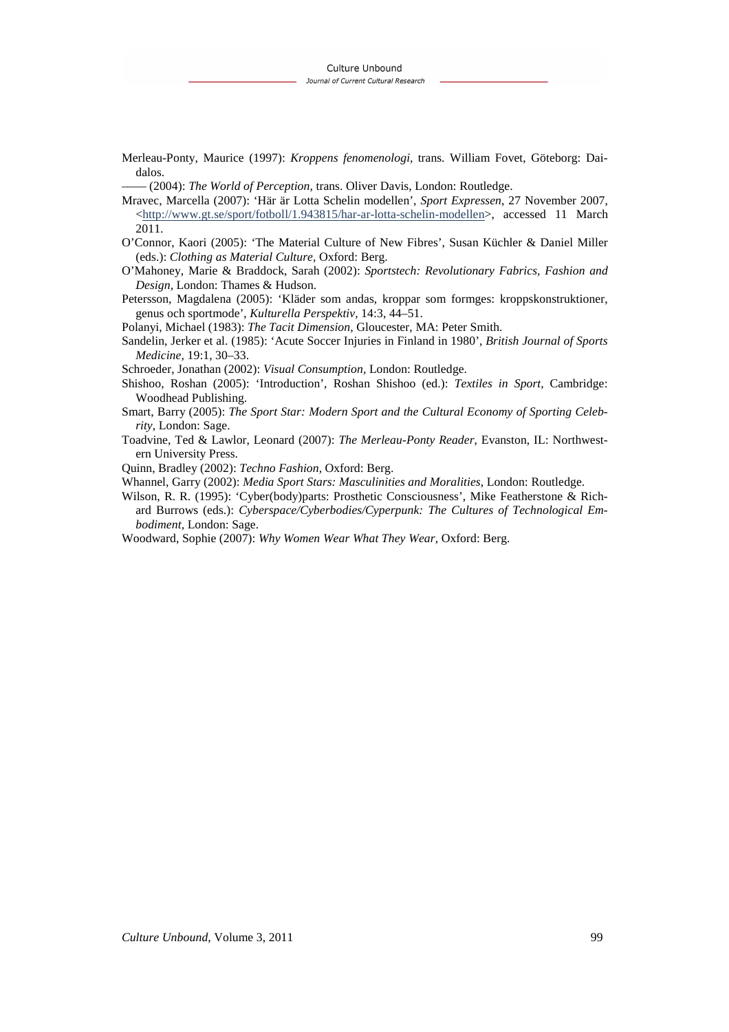Merleau-Ponty, Maurice (1997): *Kroppens fenomenologi*, trans. William Fovet, Göteborg: Daidalos.

—— (2004): *The World of Perception,* trans. Oliver Davis, London: Routledge.

Mravec, Marcella (2007): 'Här är Lotta Schelin modellen', *Sport Expressen*, 27 November 2007, <http://www.gt.se/sport/fotboll/1.943815/har-ar-lotta-schelin-modellen>, accessed 11 March 2011.

O'Connor, Kaori (2005): 'The Material Culture of New Fibres', Susan Küchler & Daniel Miller (eds.): *Clothing as Material Culture*, Oxford: Berg.

O'Mahoney, Marie & Braddock, Sarah (2002): *Sportstech: Revolutionary Fabrics, Fashion and Design,* London: Thames & Hudson.

Petersson, Magdalena (2005): 'Kläder som andas, kroppar som formges: kroppskonstruktioner, genus och sportmode', *Kulturella Perspektiv*, 14:3, 44–51.

Polanyi, Michael (1983): *The Tacit Dimension,* Gloucester, MA: Peter Smith.

Sandelin, Jerker et al. (1985): 'Acute Soccer Injuries in Finland in 1980', *British Journal of Sports Medicine,* 19:1, 30–33.

Schroeder, Jonathan (2002): *Visual Consumption,* London: Routledge.

Shishoo, Roshan (2005): 'Introduction', Roshan Shishoo (ed.): *Textiles in Sport,* Cambridge: Woodhead Publishing.

Smart, Barry (2005): *The Sport Star: Modern Sport and the Cultural Economy of Sporting Celebrity*, London: Sage.

Toadvine, Ted & Lawlor, Leonard (2007): *The Merleau-Ponty Reader,* Evanston, IL: Northwestern University Press.

Quinn, Bradley (2002): *Techno Fashion*, Oxford: Berg.

Whannel, Garry (2002): *Media Sport Stars: Masculinities and Moralities,* London: Routledge.

Wilson, R. R. (1995): 'Cyber(body)parts: Prosthetic Consciousness', Mike Featherstone & Richard Burrows (eds.): *Cyberspace/Cyberbodies/Cyperpunk: The Cultures of Technological Embodiment,* London: Sage.

Woodward, Sophie (2007): *Why Women Wear What They Wear,* Oxford: Berg.